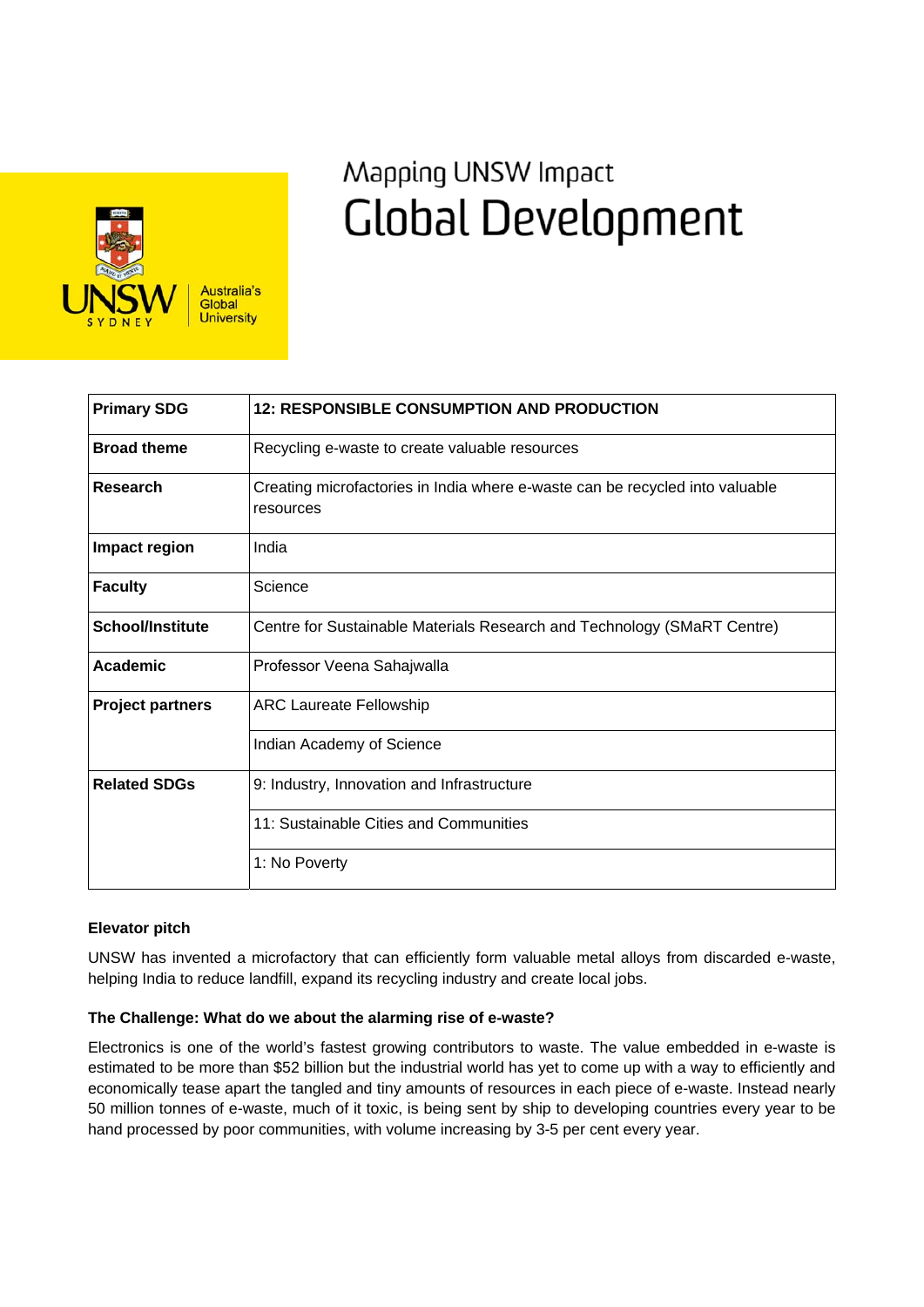Mapping UNSW Impact

# Global Development

| Primary SDG | 12: RESPONSIBLE CONSUMPTION AND PRODUCTION |
|---|---|
| Broad theme | Recycling e-waste to create valuable resources |
| Research | Creating microfactories in India where e-waste can be recycled into valuable resources |
| Impact region | India |
| Faculty | Science |
| School/Institute | Centre for Sustainable Materials Research and Technology (SMaRT Centre) |
| Academic | Professor Veena Sahajwalla |
| Project partners | ARC Laureate Fellowship |
| | Indian Academy of Science |
| Related SDGs | 9: Industry, Innovation and Infrastructure |
| | 11: Sustainable Cities and Communities |
| | 1: No Poverty |

**Elevator pitch**

UNSW has invented a microfactory that can efficiently form valuable metal alloys from discarded e-waste, helping India to reduce landfill, expand its recycling industry and create local jobs.

**The Challenge: What do we about the alarming rise of e-waste?**

Electronics is one of the world's fastest growing contributors to waste. The value embedded in e-waste is estimated to be more than $52 billion but the industrial world has yet to come up with a way to efficiently and economically tease apart the tangled and tiny amounts of resources in each piece of e-waste. Instead nearly 50 million tonnes of e-waste, much of it toxic, is being sent by ship to developing countries every year to be hand processed by poor communities, with volume increasing by 3-5 per cent every year.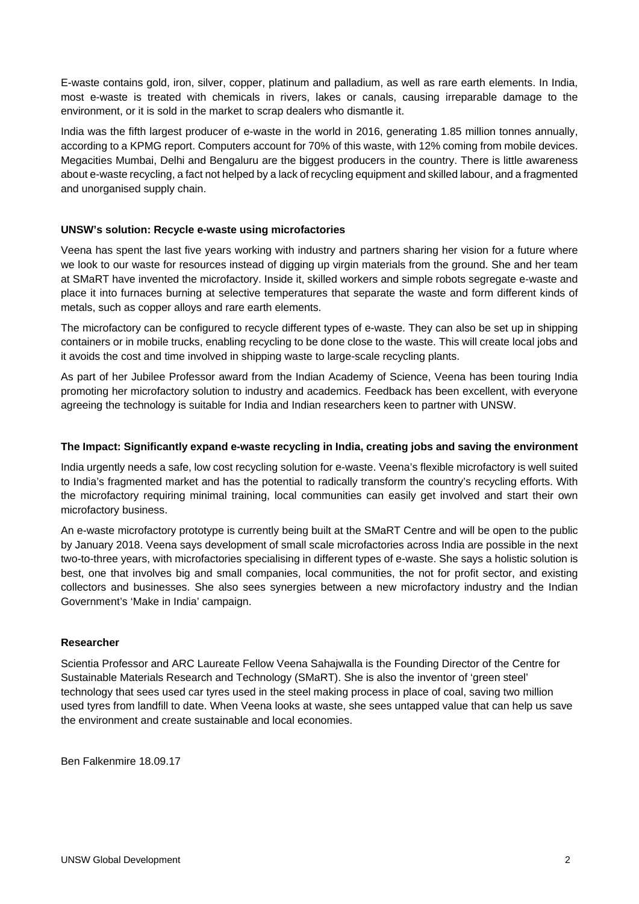E-waste contains gold, iron, silver, copper, platinum and palladium, as well as rare earth elements. In India, most e-waste is treated with chemicals in rivers, lakes or canals, causing irreparable damage to the environment, or it is sold in the market to scrap dealers who dismantle it.

India was the fifth largest producer of e-waste in the world in 2016, generating 1.85 million tonnes annually, according to a KPMG report. Computers account for 70% of this waste, with 12% coming from mobile devices. Megacities Mumbai, Delhi and Bengaluru are the biggest producers in the country. There is little awareness about e-waste recycling, a fact not helped by a lack of recycling equipment and skilled labour, and a fragmented and unorganised supply chain.

**UNSW's solution: Recycle e-waste using microfactories**

Veena has spent the last five years working with industry and partners sharing her vision for a future where we look to our waste for resources instead of digging up virgin materials from the ground. She and her team at SMaRT have invented the microfactory. Inside it, skilled workers and simple robots segregate e-waste and place it into furnaces burning at selective temperatures that separate the waste and form different kinds of metals, such as copper alloys and rare earth elements.

The microfactory can be configured to recycle different types of e-waste. They can also be set up in shipping containers or in mobile trucks, enabling recycling to be done close to the waste. This will create local jobs and it avoids the cost and time involved in shipping waste to large-scale recycling plants.

As part of her Jubilee Professor award from the Indian Academy of Science, Veena has been touring India promoting her microfactory solution to industry and academics. Feedback has been excellent, with everyone agreeing the technology is suitable for India and Indian researchers keen to partner with UNSW.

**The Impact: Significantly expand e-waste recycling in India, creating jobs and saving the environment**

India urgently needs a safe, low cost recycling solution for e-waste. Veena's flexible microfactory is well suited to India's fragmented market and has the potential to radically transform the country's recycling efforts. With the microfactory requiring minimal training, local communities can easily get involved and start their own microfactory business.

An e-waste microfactory prototype is currently being built at the SMaRT Centre and will be open to the public by January 2018. Veena says development of small scale microfactories across India are possible in the next two-to-three years, with microfactories specialising in different types of e-waste. She says a holistic solution is best, one that involves big and small companies, local communities, the not for profit sector, and existing collectors and businesses. She also sees synergies between a new microfactory industry and the Indian Government's 'Make in India' campaign.

**Researcher**

Scientia Professor and ARC Laureate Fellow Veena Sahajwalla is the Founding Director of the Centre for Sustainable Materials Research and Technology (SMaRT). She is also the inventor of 'green steel' technology that sees used car tyres used in the steel making process in place of coal, saving two million used tyres from landfill to date. When Veena looks at waste, she sees untapped value that can help us save the environment and create sustainable and local economies.

Ben Falkenmire 18.09.17